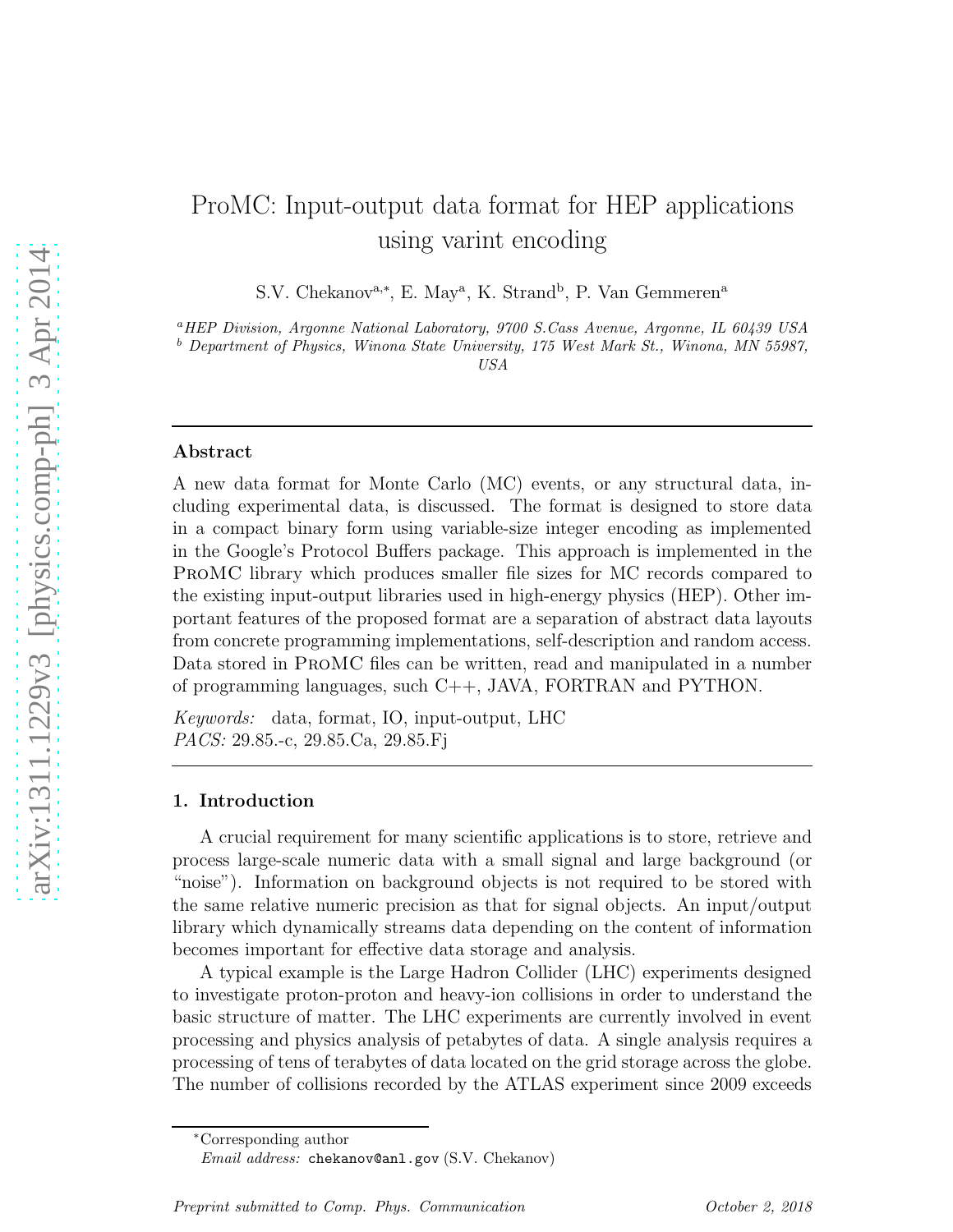# ProMC: Input-output data format for HEP applications using varint encoding

S.V. Chekanov[a,*], E. May[a], K. Strand[b], P. Van Gemmeren[a]

[a] HEP Division, Argonne National Laboratory, 9700 S.Cass Avenue, Argonne, IL 60439 USA

[b] Department of Physics, Winona State University, 175 West Mark St., Winona, MN 55987, USA

## Abstract

A new data format for Monte Carlo (MC) events, or any structural data, including experimental data, is discussed. The format is designed to store data in a compact binary form using variable-size integer encoding as implemented in the Google's Protocol Buffers package. This approach is implemented in the ProMC library which produces smaller file sizes for MC records compared to the existing input-output libraries used in high-energy physics (HEP). Other important features of the proposed format are a separation of abstract data layouts from concrete programming implementations, self-description and random access. Data stored in ProMC files can be written, read and manipulated in a number of programming languages, such C++, JAVA, FORTRAN and PYTHON.

*Keywords:* data, format, IO, input-output, LHC

*PACS:* 29.85.-c, 29.85.Ca, 29.85.Fj

## 1. Introduction

A crucial requirement for many scientific applications is to store, retrieve and process large-scale numeric data with a small signal and large background (or "noise"). Information on background objects is not required to be stored with the same relative numeric precision as that for signal objects. An input/output library which dynamically streams data depending on the content of information becomes important for effective data storage and analysis.

A typical example is the Large Hadron Collider (LHC) experiments designed to investigate proton-proton and heavy-ion collisions in order to understand the basic structure of matter. The LHC experiments are currently involved in event processing and physics analysis of petabytes of data. A single analysis requires a processing of tens of terabytes of data located on the grid storage across the globe. The number of collisions recorded by the ATLAS experiment since 2009 exceeds

*Corresponding author

*Email address:* chekanov@anl.gov (S.V. Chekanov)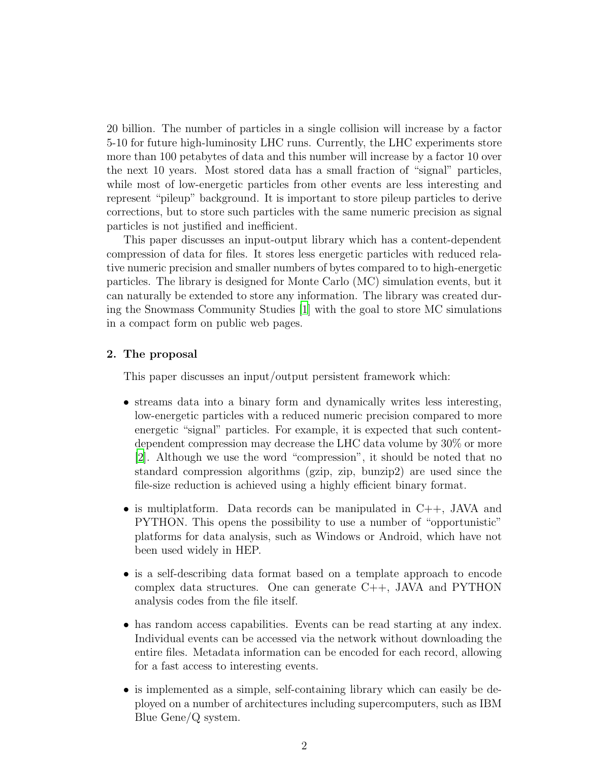20 billion. The number of particles in a single collision will increase by a factor 5-10 for future high-luminosity LHC runs. Currently, the LHC experiments store more than 100 petabytes of data and this number will increase by a factor 10 over the next 10 years. Most stored data has a small fraction of "signal" particles, while most of low-energetic particles from other events are less interesting and represent "pileup" background. It is important to store pileup particles to derive corrections, but to store such particles with the same numeric precision as signal particles is not justified and inefficient.

This paper discusses an input-output library which has a content-dependent compression of data for files. It stores less energetic particles with reduced relative numeric precision and smaller numbers of bytes compared to to high-energetic particles. The library is designed for Monte Carlo (MC) simulation events, but it can naturally be extended to store any information. The library was created during the Snowmass Community Studies [1] with the goal to store MC simulations in a compact form on public web pages.

## 2. The proposal

This paper discusses an input/output persistent framework which:

- streams data into a binary form and dynamically writes less interesting, low-energetic particles with a reduced numeric precision compared to more energetic "signal" particles. For example, it is expected that such content-dependent compression may decrease the LHC data volume by 30% or more [2]. Although we use the word "compression", it should be noted that no standard compression algorithms (gzip, zip, bunzip2) are used since the file-size reduction is achieved using a highly efficient binary format.
- is multiplatform. Data records can be manipulated in C++, JAVA and PYTHON. This opens the possibility to use a number of "opportunistic" platforms for data analysis, such as Windows or Android, which have not been used widely in HEP.
- is a self-describing data format based on a template approach to encode complex data structures. One can generate C++, JAVA and PYTHON analysis codes from the file itself.
- has random access capabilities. Events can be read starting at any index. Individual events can be accessed via the network without downloading the entire files. Metadata information can be encoded for each record, allowing for a fast access to interesting events.
- is implemented as a simple, self-containing library which can easily be deployed on a number of architectures including supercomputers, such as IBM Blue Gene/Q system.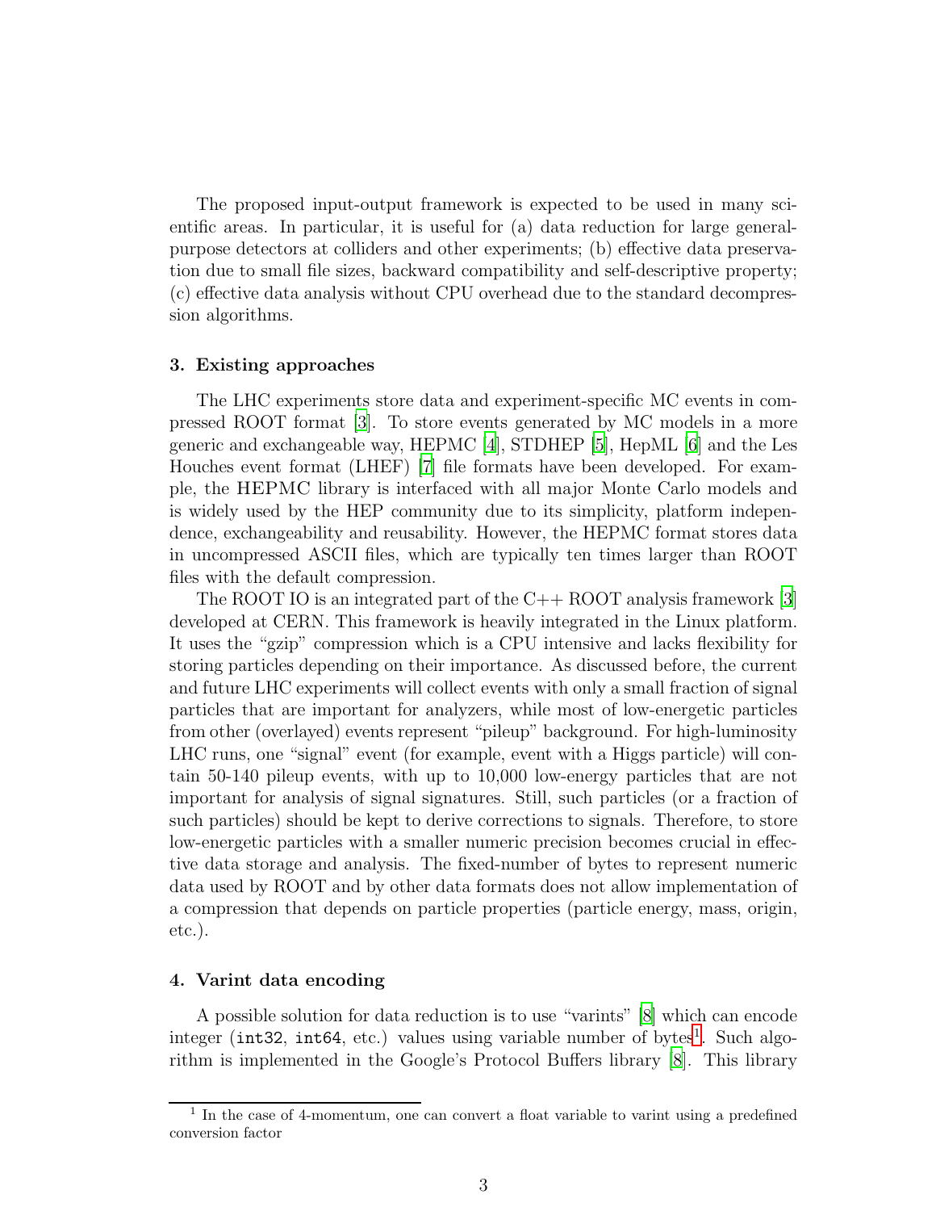The proposed input-output framework is expected to be used in many scientific areas. In particular, it is useful for (a) data reduction for large general-purpose detectors at colliders and other experiments; (b) effective data preservation due to small file sizes, backward compatibility and self-descriptive property; (c) effective data analysis without CPU overhead due to the standard decompression algorithms.

### 3. Existing approaches

The LHC experiments store data and experiment-specific MC events in compressed ROOT format [3]. To store events generated by MC models in a more generic and exchangeable way, HEPMC [4], STDHEP [5], HepML [6] and the Les Houches event format (LHEF) [7] file formats have been developed. For example, the HEPMC library is interfaced with all major Monte Carlo models and is widely used by the HEP community due to its simplicity, platform independence, exchangeability and reusability. However, the HEPMC format stores data in uncompressed ASCII files, which are typically ten times larger than ROOT files with the default compression.

The ROOT IO is an integrated part of the C++ ROOT analysis framework [3] developed at CERN. This framework is heavily integrated in the Linux platform. It uses the "gzip" compression which is a CPU intensive and lacks flexibility for storing particles depending on their importance. As discussed before, the current and future LHC experiments will collect events with only a small fraction of signal particles that are important for analyzers, while most of low-energetic particles from other (overlayed) events represent "pileup" background. For high-luminosity LHC runs, one "signal" event (for example, event with a Higgs particle) will contain 50-140 pileup events, with up to 10,000 low-energy particles that are not important for analysis of signal signatures. Still, such particles (or a fraction of such particles) should be kept to derive corrections to signals. Therefore, to store low-energetic particles with a smaller numeric precision becomes crucial in effective data storage and analysis. The fixed-number of bytes to represent numeric data used by ROOT and by other data formats does not allow implementation of a compression that depends on particle properties (particle energy, mass, origin, etc.).

### 4. Varint data encoding

A possible solution for data reduction is to use "varints" [8] which can encode integer (`int32`, `int64`, etc.) values using variable number of bytes[1]. Such algorithm is implemented in the Google's Protocol Buffers library [8]. This library

[1] In the case of 4-momentum, one can convert a float variable to varint using a predefined conversion factor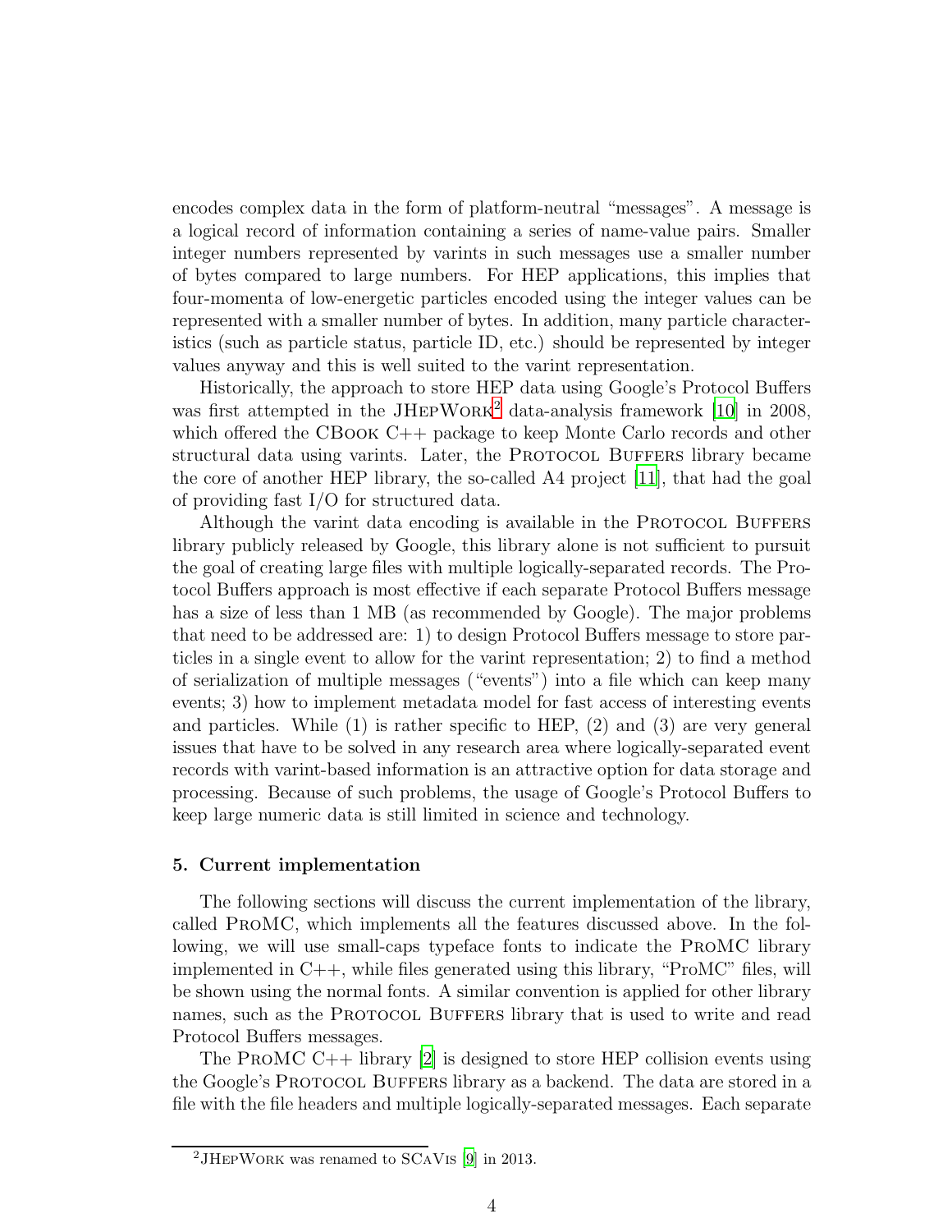encodes complex data in the form of platform-neutral "messages". A message is a logical record of information containing a series of name-value pairs. Smaller integer numbers represented by varints in such messages use a smaller number of bytes compared to large numbers. For HEP applications, this implies that four-momenta of low-energetic particles encoded using the integer values can be represented with a smaller number of bytes. In addition, many particle characteristics (such as particle status, particle ID, etc.) should be represented by integer values anyway and this is well suited to the varint representation.

Historically, the approach to store HEP data using Google's Protocol Buffers was first attempted in the JHepWork[2] data-analysis framework [10] in 2008, which offered the CBook C++ package to keep Monte Carlo records and other structural data using varints. Later, the Protocol Buffers library became the core of another HEP library, the so-called A4 project [11], that had the goal of providing fast I/O for structured data.

Although the varint data encoding is available in the Protocol Buffers library publicly released by Google, this library alone is not sufficient to pursuit the goal of creating large files with multiple logically-separated records. The Protocol Buffers approach is most effective if each separate Protocol Buffers message has a size of less than 1 MB (as recommended by Google). The major problems that need to be addressed are: 1) to design Protocol Buffers message to store particles in a single event to allow for the varint representation; 2) to find a method of serialization of multiple messages ("events") into a file which can keep many events; 3) how to implement metadata model for fast access of interesting events and particles. While (1) is rather specific to HEP, (2) and (3) are very general issues that have to be solved in any research area where logically-separated event records with varint-based information is an attractive option for data storage and processing. Because of such problems, the usage of Google's Protocol Buffers to keep large numeric data is still limited in science and technology.

## 5. Current implementation

The following sections will discuss the current implementation of the library, called ProMC, which implements all the features discussed above. In the following, we will use small-caps typeface fonts to indicate the ProMC library implemented in C++, while files generated using this library, "ProMC" files, will be shown using the normal fonts. A similar convention is applied for other library names, such as the Protocol Buffers library that is used to write and read Protocol Buffers messages.

The ProMC C++ library [2] is designed to store HEP collision events using the Google's Protocol Buffers library as a backend. The data are stored in a file with the file headers and multiple logically-separated messages. Each separate

[2] JHepWork was renamed to SCaVis [9] in 2013.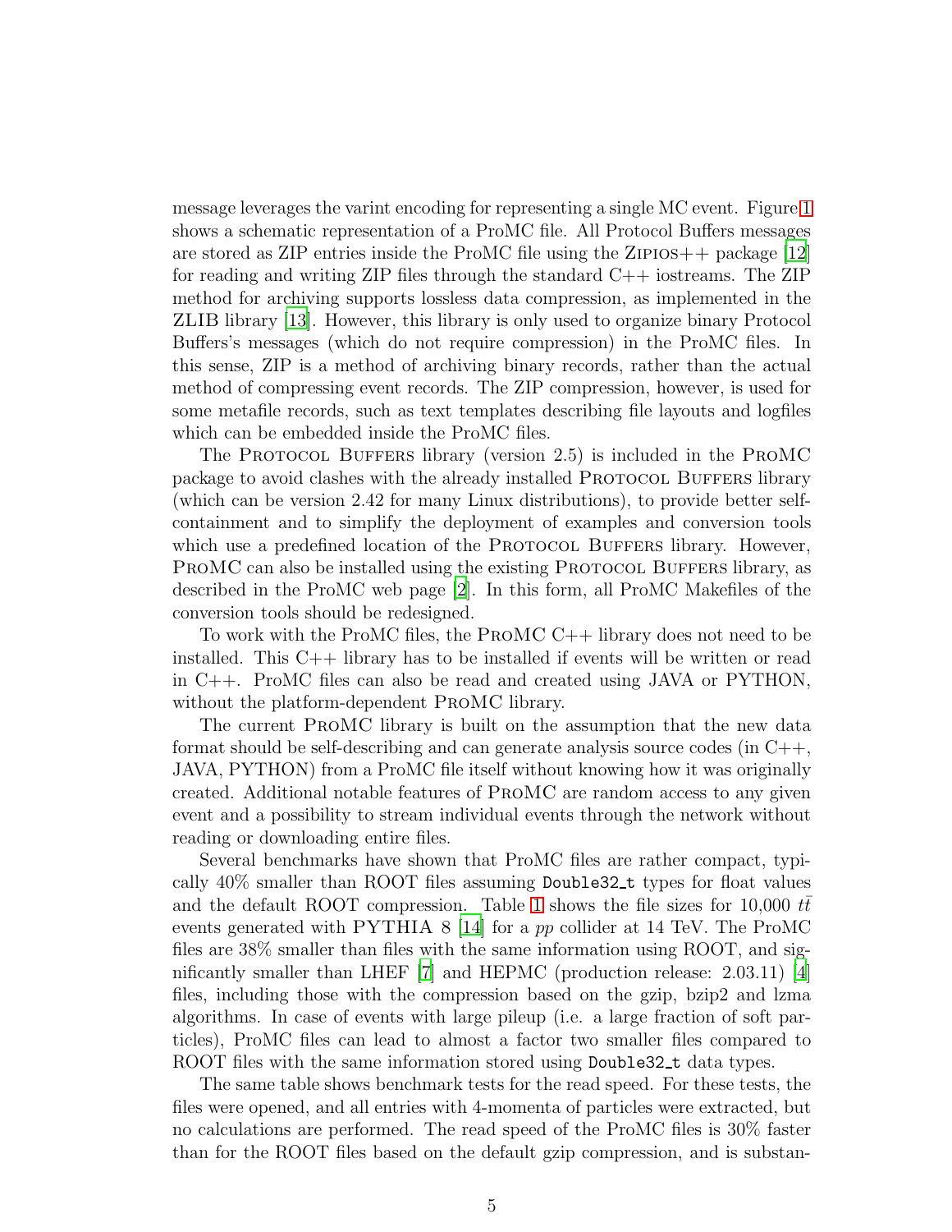message leverages the varint encoding for representing a single MC event. Figure 1 shows a schematic representation of a ProMC file. All Protocol Buffers messages are stored as ZIP entries inside the ProMC file using the ZIPIOS++ package [12] for reading and writing ZIP files through the standard C++ iostreams. The ZIP method for archiving supports lossless data compression, as implemented in the ZLIB library [13]. However, this library is only used to organize binary Protocol Buffers's messages (which do not require compression) in the ProMC files. In this sense, ZIP is a method of archiving binary records, rather than the actual method of compressing event records. The ZIP compression, however, is used for some metafile records, such as text templates describing file layouts and logfiles which can be embedded inside the ProMC files.

The PROTOCOL BUFFERS library (version 2.5) is included in the PROMC package to avoid clashes with the already installed PROTOCOL BUFFERS library (which can be version 2.42 for many Linux distributions), to provide better self-containment and to simplify the deployment of examples and conversion tools which use a predefined location of the PROTOCOL BUFFERS library. However, PROMC can also be installed using the existing PROTOCOL BUFFERS library, as described in the ProMC web page [2]. In this form, all ProMC Makefiles of the conversion tools should be redesigned.

To work with the ProMC files, the PROMC C++ library does not need to be installed. This C++ library has to be installed if events will be written or read in C++. ProMC files can also be read and created using JAVA or PYTHON, without the platform-dependent PROMC library.

The current PROMC library is built on the assumption that the new data format should be self-describing and can generate analysis source codes (in C++, JAVA, PYTHON) from a ProMC file itself without knowing how it was originally created. Additional notable features of PROMC are random access to any given event and a possibility to stream individual events through the network without reading or downloading entire files.

Several benchmarks have shown that ProMC files are rather compact, typically 40% smaller than ROOT files assuming `Double32_t` types for float values and the default ROOT compression. Table 1 shows the file sizes for 10,000 $t\bar{t}$ events generated with PYTHIA 8 [14] for a $pp$ collider at 14 TeV. The ProMC files are 38% smaller than files with the same information using ROOT, and significantly smaller than LHEF [7] and HEPMC (production release: 2.03.11) [4] files, including those with the compression based on the gzip, bzip2 and lzma algorithms. In case of events with large pileup (i.e. a large fraction of soft particles), ProMC files can lead to almost a factor two smaller files compared to ROOT files with the same information stored using `Double32_t` data types.

The same table shows benchmark tests for the read speed. For these tests, the files were opened, and all entries with 4-momenta of particles were extracted, but no calculations are performed. The read speed of the ProMC files is 30% faster than for the ROOT files based on the default gzip compression, and is substan-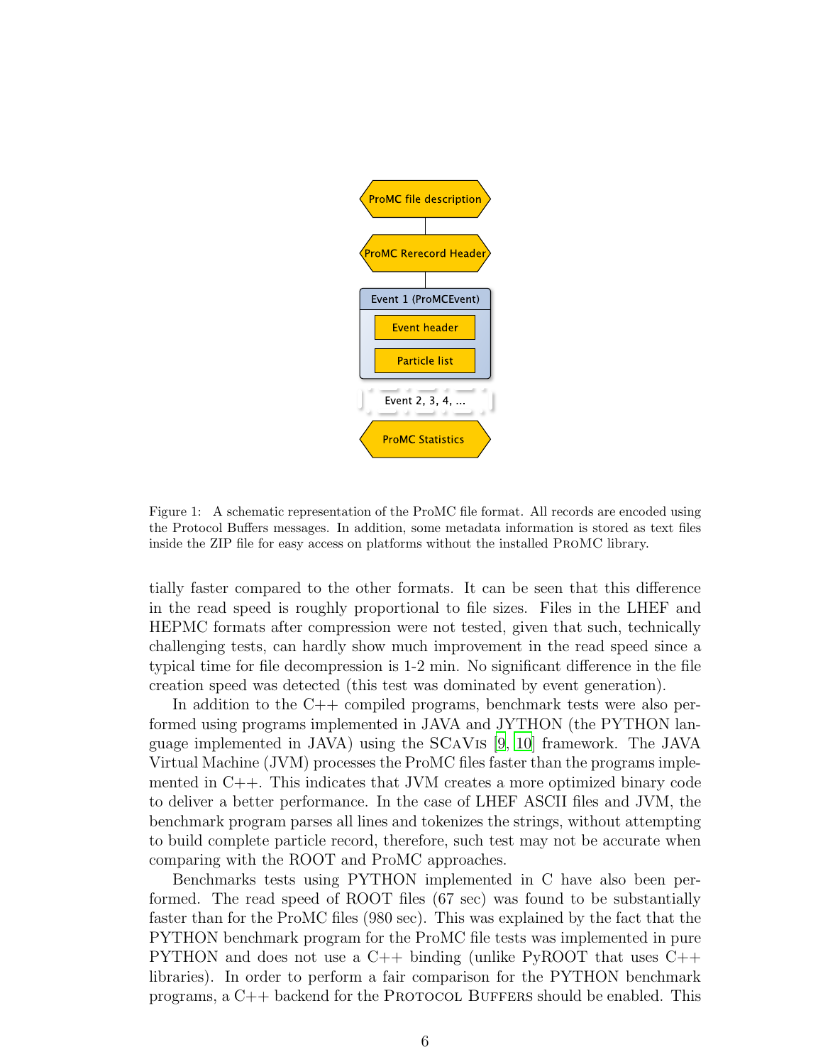ProMC file description

ProMC Rerecord Header

Event 1 (ProMCEvent)

Event header

Particle list

Event 2, 3, 4, ...

ProMC Statistics

Figure 1: A schematic representation of the ProMC file format. All records are encoded using the Protocol Buffers messages. In addition, some metadata information is stored as text files inside the ZIP file for easy access on platforms without the installed PROMC library.

tially faster compared to the other formats. It can be seen that this difference in the read speed is roughly proportional to file sizes. Files in the LHEF and HEPMC formats after compression were not tested, given that such, technically challenging tests, can hardly show much improvement in the read speed since a typical time for file decompression is 1-2 min. No significant difference in the file creation speed was detected (this test was dominated by event generation).

In addition to the C++ compiled programs, benchmark tests were also performed using programs implemented in JAVA and JYTHON (the PYTHON language implemented in JAVA) using the SCAVIS [9, 10] framework. The JAVA Virtual Machine (JVM) processes the ProMC files faster than the programs implemented in C++. This indicates that JVM creates a more optimized binary code to deliver a better performance. In the case of LHEF ASCII files and JVM, the benchmark program parses all lines and tokenizes the strings, without attempting to build complete particle record, therefore, such test may not be accurate when comparing with the ROOT and ProMC approaches.

Benchmarks tests using PYTHON implemented in C have also been performed. The read speed of ROOT files (67 sec) was found to be substantially faster than for the ProMC files (980 sec). This was explained by the fact that the PYTHON benchmark program for the ProMC file tests was implemented in pure PYTHON and does not use a C++ binding (unlike PyROOT that uses C++ libraries). In order to perform a fair comparison for the PYTHON benchmark programs, a C++ backend for the PROTOCOL BUFFERS should be enabled. This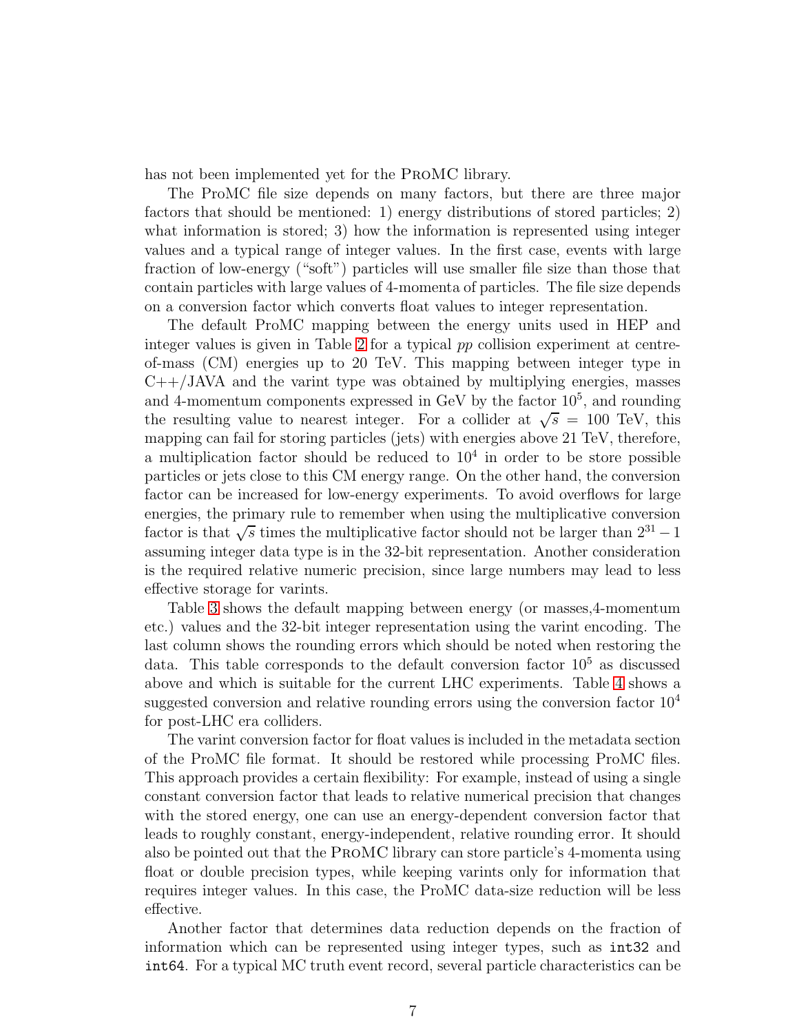has not been implemented yet for the ProMC library.

The ProMC file size depends on many factors, but there are three major factors that should be mentioned: 1) energy distributions of stored particles; 2) what information is stored; 3) how the information is represented using integer values and a typical range of integer values. In the first case, events with large fraction of low-energy ("soft") particles will use smaller file size than those that contain particles with large values of 4-momenta of particles. The file size depends on a conversion factor which converts float values to integer representation.

The default ProMC mapping between the energy units used in HEP and integer values is given in Table 2 for a typical *pp* collision experiment at centre-of-mass (CM) energies up to 20 TeV. This mapping between integer type in C++/JAVA and the varint type was obtained by multiplying energies, masses and 4-momentum components expressed in GeV by the factor $10^5$, and rounding the resulting value to nearest integer. For a collider at $\sqrt{s}$ = 100 TeV, this mapping can fail for storing particles (jets) with energies above 21 TeV, therefore, a multiplication factor should be reduced to $10^4$ in order to be store possible particles or jets close to this CM energy range. On the other hand, the conversion factor can be increased for low-energy experiments. To avoid overflows for large energies, the primary rule to remember when using the multiplicative conversion factor is that $\sqrt{s}$ times the multiplicative factor should not be larger than $2^{31} - 1$ assuming integer data type is in the 32-bit representation. Another consideration is the required relative numeric precision, since large numbers may lead to less effective storage for varints.

Table 3 shows the default mapping between energy (or masses,4-momentum etc.) values and the 32-bit integer representation using the varint encoding. The last column shows the rounding errors which should be noted when restoring the data. This table corresponds to the default conversion factor $10^5$ as discussed above and which is suitable for the current LHC experiments. Table 4 shows a suggested conversion and relative rounding errors using the conversion factor $10^4$ for post-LHC era colliders.

The varint conversion factor for float values is included in the metadata section of the ProMC file format. It should be restored while processing ProMC files. This approach provides a certain flexibility: For example, instead of using a single constant conversion factor that leads to relative numerical precision that changes with the stored energy, one can use an energy-dependent conversion factor that leads to roughly constant, energy-independent, relative rounding error. It should also be pointed out that the ProMC library can store particle's 4-momenta using float or double precision types, while keeping varints only for information that requires integer values. In this case, the ProMC data-size reduction will be less effective.

Another factor that determines data reduction depends on the fraction of information which can be represented using integer types, such as `int32` and `int64`. For a typical MC truth event record, several particle characteristics can be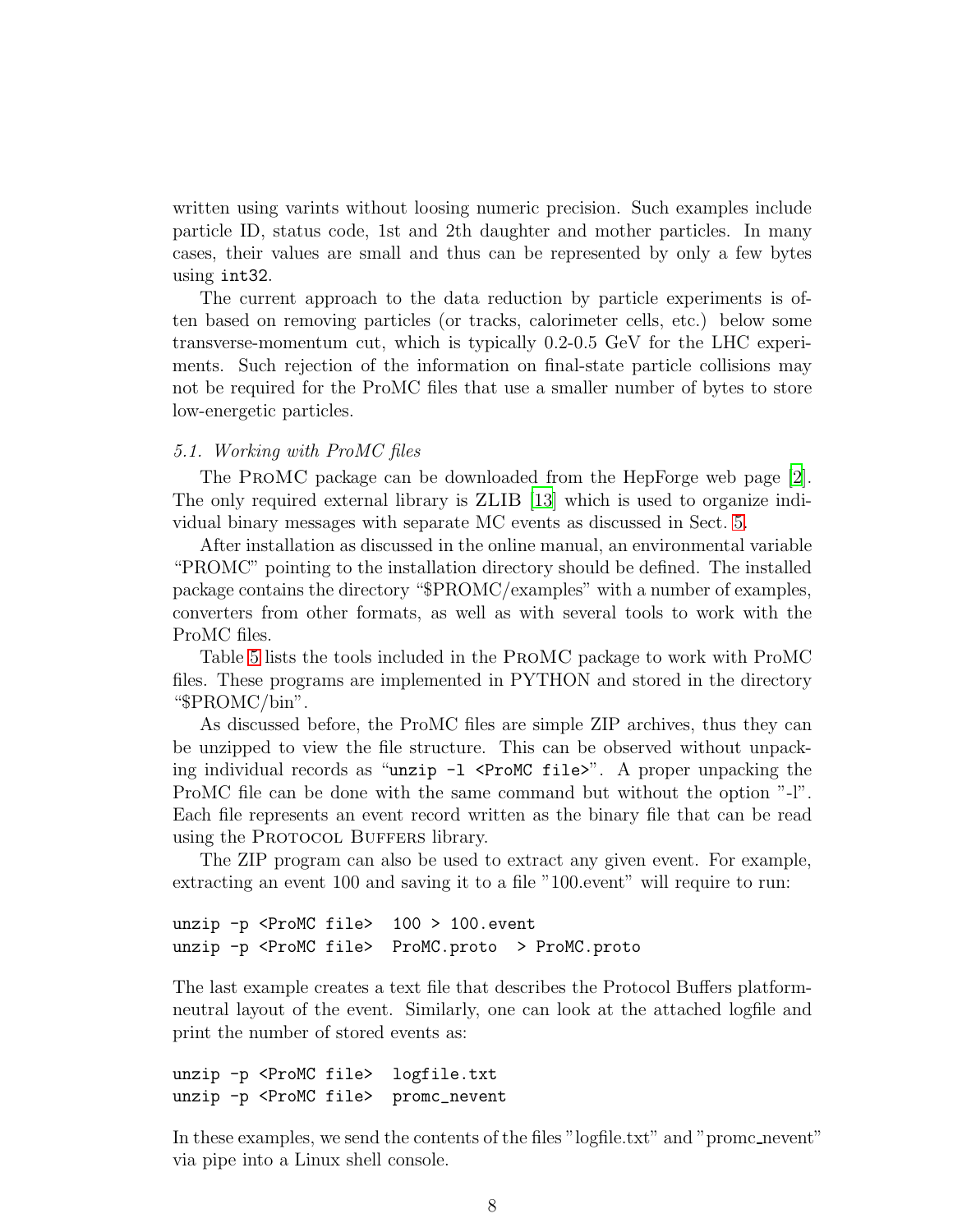written using varints without loosing numeric precision. Such examples include particle ID, status code, 1st and 2th daughter and mother particles. In many cases, their values are small and thus can be represented by only a few bytes using `int32`.

The current approach to the data reduction by particle experiments is often based on removing particles (or tracks, calorimeter cells, etc.) below some transverse-momentum cut, which is typically 0.2-0.5 GeV for the LHC experiments. Such rejection of the information on final-state particle collisions may not be required for the ProMC files that use a smaller number of bytes to store low-energetic particles.

### *5.1. Working with ProMC files*

The ProMC package can be downloaded from the HepForge web page [2]. The only required external library is ZLIB [13] which is used to organize individual binary messages with separate MC events as discussed in Sect. 5.

After installation as discussed in the online manual, an environmental variable "PROMC" pointing to the installation directory should be defined. The installed package contains the directory "$PROMC/examples" with a number of examples, converters from other formats, as well as with several tools to work with the ProMC files.

Table 5 lists the tools included in the ProMC package to work with ProMC files. These programs are implemented in PYTHON and stored in the directory "$PROMC/bin".

As discussed before, the ProMC files are simple ZIP archives, thus they can be unzipped to view the file structure. This can be observed without unpacking individual records as "`unzip -l <ProMC file>`". A proper unpacking the ProMC file can be done with the same command but without the option "-l". Each file represents an event record written as the binary file that can be read using the Protocol Buffers library.

The ZIP program can also be used to extract any given event. For example, extracting an event 100 and saving it to a file "100.event" will require to run:

```
unzip -p <ProMC file>  100 > 100.event
unzip -p <ProMC file>  ProMC.proto  > ProMC.proto
```

The last example creates a text file that describes the Protocol Buffers platform-neutral layout of the event. Similarly, one can look at the attached logfile and print the number of stored events as:

```
unzip -p <ProMC file>  logfile.txt
unzip -p <ProMC file>  promc_nevent
```

In these examples, we send the contents of the files "logfile.txt" and "promc_nevent" via pipe into a Linux shell console.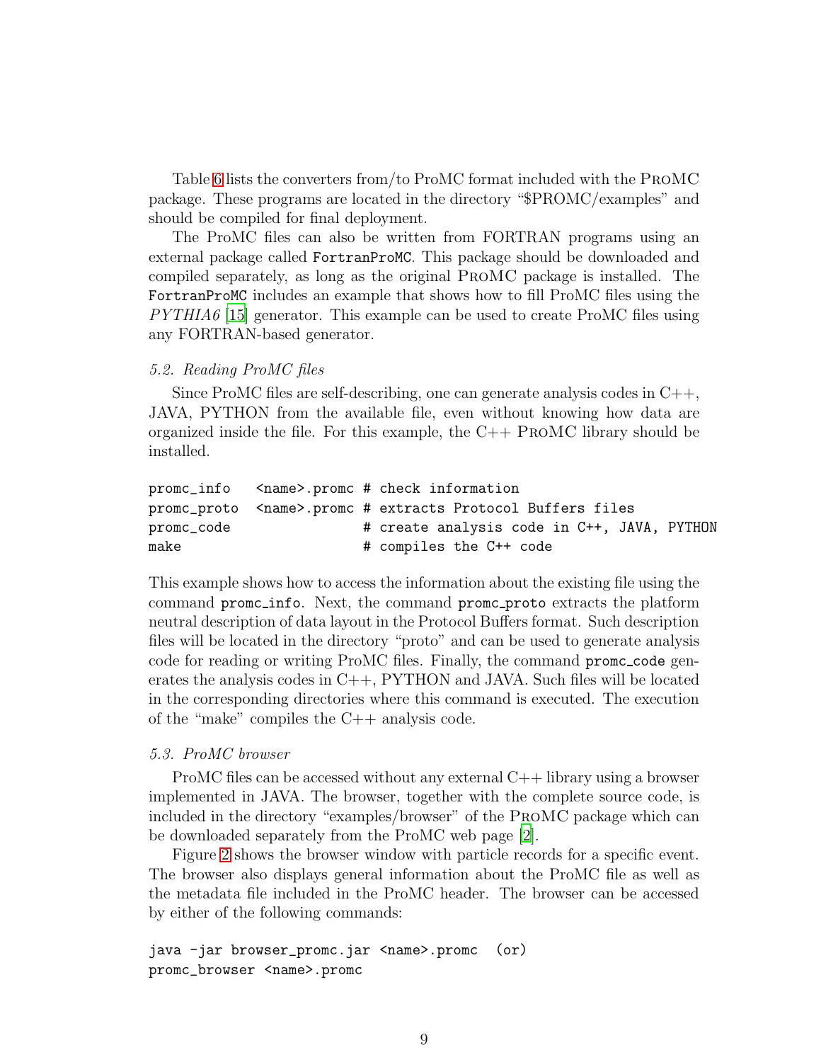Table 6 lists the converters from/to ProMC format included with the ProMC package. These programs are located in the directory "$PROMC/examples" and should be compiled for final deployment.

The ProMC files can also be written from FORTRAN programs using an external package called `FortranProMC`. This package should be downloaded and compiled separately, as long as the original ProMC package is installed. The `FortranProMC` includes an example that shows how to fill ProMC files using the *PYTHIA6* [15] generator. This example can be used to create ProMC files using any FORTRAN-based generator.

### 5.2. Reading ProMC files

Since ProMC files are self-describing, one can generate analysis codes in C++, JAVA, PYTHON from the available file, even without knowing how data are organized inside the file. For this example, the C++ ProMC library should be installed.

```
promc_info   <name>.promc # check information
promc_proto  <name>.promc # extracts Protocol Buffers files
promc_code                # create analysis code in C++, JAVA, PYTHON
make                      # compiles the C++ code
```

This example shows how to access the information about the existing file using the command `promc_info`. Next, the command `promc_proto` extracts the platform neutral description of data layout in the Protocol Buffers format. Such description files will be located in the directory "proto" and can be used to generate analysis code for reading or writing ProMC files. Finally, the command `promc_code` generates the analysis codes in C++, PYTHON and JAVA. Such files will be located in the corresponding directories where this command is executed. The execution of the "make" compiles the C++ analysis code.

### 5.3. ProMC browser

ProMC files can be accessed without any external C++ library using a browser implemented in JAVA. The browser, together with the complete source code, is included in the directory "examples/browser" of the ProMC package which can be downloaded separately from the ProMC web page [2].

Figure 2 shows the browser window with particle records for a specific event. The browser also displays general information about the ProMC file as well as the metadata file included in the ProMC header. The browser can be accessed by either of the following commands:

```
java -jar browser_promc.jar <name>.promc  (or)
promc_browser <name>.promc
```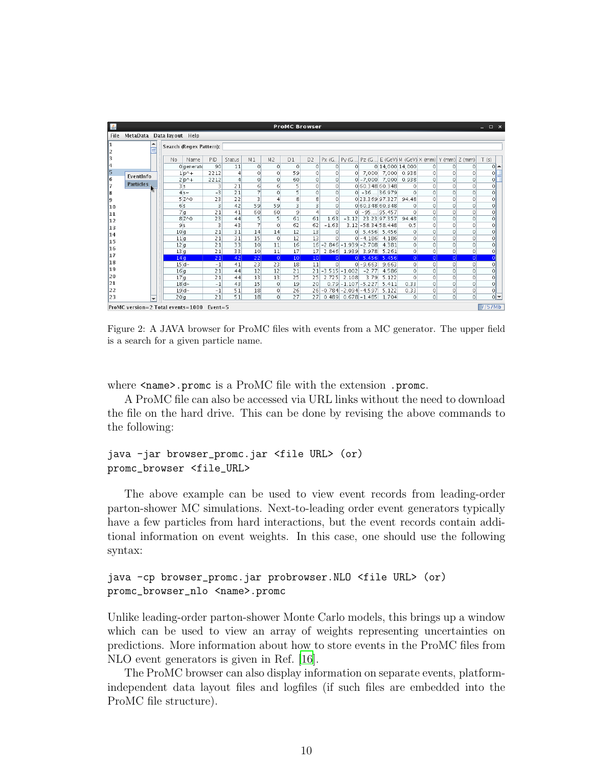Figure 2: A JAVA browser for ProMC files with events from a MC generator. The upper field is a search for a given particle name.

where <name>.promc is a ProMC file with the extension .promc.

A ProMC file can also be accessed via URL links without the need to download the file on the hard drive. This can be done by revising the above commands to the following:

```
java -jar browser_promc.jar <file URL> (or)
promc_browser <file_URL>
```

The above example can be used to view event records from leading-order parton-shower MC simulations. Next-to-leading order event generators typically have a few particles from hard interactions, but the event records contain additional information on event weights. In this case, one should use the following syntax:

```
java -cp browser_promc.jar probrowser.NLO <file URL> (or)
promc_browser_nlo <name>.promc
```

Unlike leading-order parton-shower Monte Carlo models, this brings up a window which can be used to view an array of weights representing uncertainties on predictions. More information about how to store events in the ProMC files from NLO event generators is given in Ref. [16].

The ProMC browser can also display information on separate events, platform-independent data layout files and logfiles (if such files are embedded into the ProMC file structure).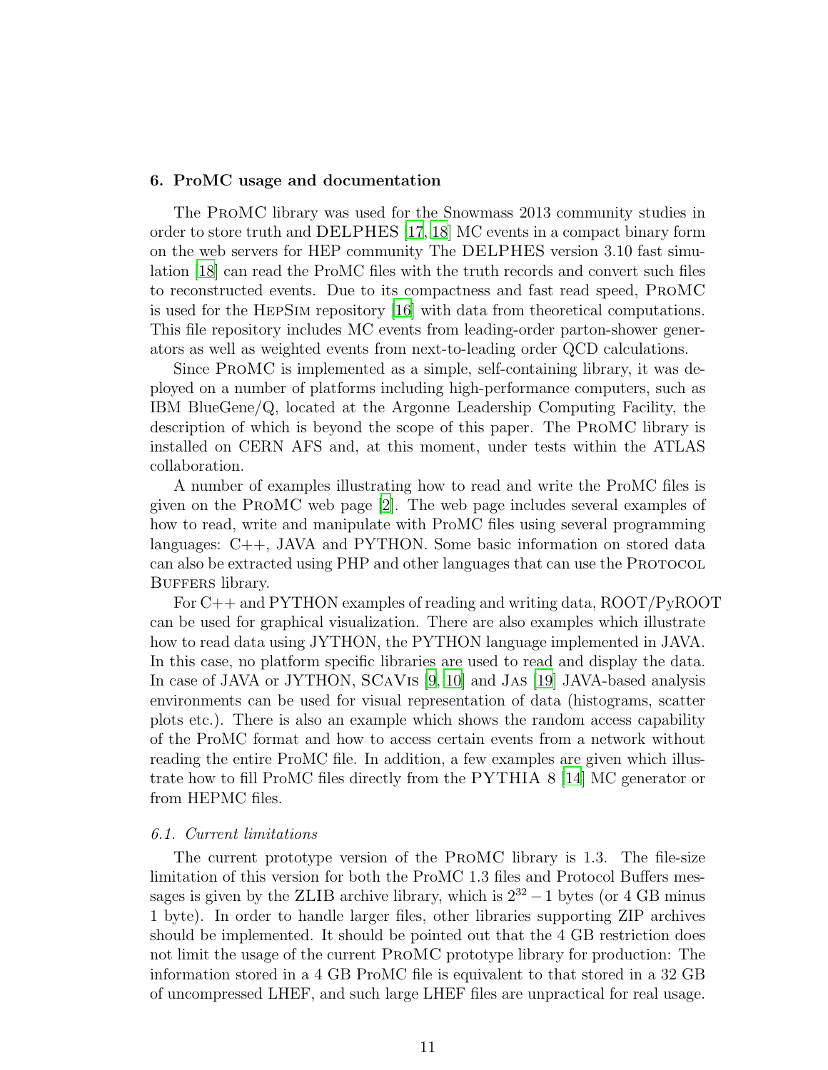## 6. ProMC usage and documentation

The ProMC library was used for the Snowmass 2013 community studies in order to store truth and DELPHES [17, 18] MC events in a compact binary form on the web servers for HEP community The DELPHES version 3.10 fast simulation [18] can read the ProMC files with the truth records and convert such files to reconstructed events. Due to its compactness and fast read speed, ProMC is used for the HepSim repository [16] with data from theoretical computations. This file repository includes MC events from leading-order parton-shower generators as well as weighted events from next-to-leading order QCD calculations.

Since ProMC is implemented as a simple, self-containing library, it was deployed on a number of platforms including high-performance computers, such as IBM BlueGene/Q, located at the Argonne Leadership Computing Facility, the description of which is beyond the scope of this paper. The ProMC library is installed on CERN AFS and, at this moment, under tests within the ATLAS collaboration.

A number of examples illustrating how to read and write the ProMC files is given on the ProMC web page [2]. The web page includes several examples of how to read, write and manipulate with ProMC files using several programming languages: C++, JAVA and PYTHON. Some basic information on stored data can also be extracted using PHP and other languages that can use the Protocol Buffers library.

For C++ and PYTHON examples of reading and writing data, ROOT/PyROOT can be used for graphical visualization. There are also examples which illustrate how to read data using JYTHON, the PYTHON language implemented in JAVA. In this case, no platform specific libraries are used to read and display the data. In case of JAVA or JYTHON, SCaVis [9, 10] and Jas [19] JAVA-based analysis environments can be used for visual representation of data (histograms, scatter plots etc.). There is also an example which shows the random access capability of the ProMC format and how to access certain events from a network without reading the entire ProMC file. In addition, a few examples are given which illustrate how to fill ProMC files directly from the PYTHIA 8 [14] MC generator or from HEPMC files.

### 6.1. Current limitations

The current prototype version of the ProMC library is 1.3. The file-size limitation of this version for both the ProMC 1.3 files and Protocol Buffers messages is given by the ZLIB archive library, which is $2^{32} - 1$ bytes (or 4 GB minus 1 byte). In order to handle larger files, other libraries supporting ZIP archives should be implemented. It should be pointed out that the 4 GB restriction does not limit the usage of the current ProMC prototype library for production: The information stored in a 4 GB ProMC file is equivalent to that stored in a 32 GB of uncompressed LHEF, and such large LHEF files are unpractical for real usage.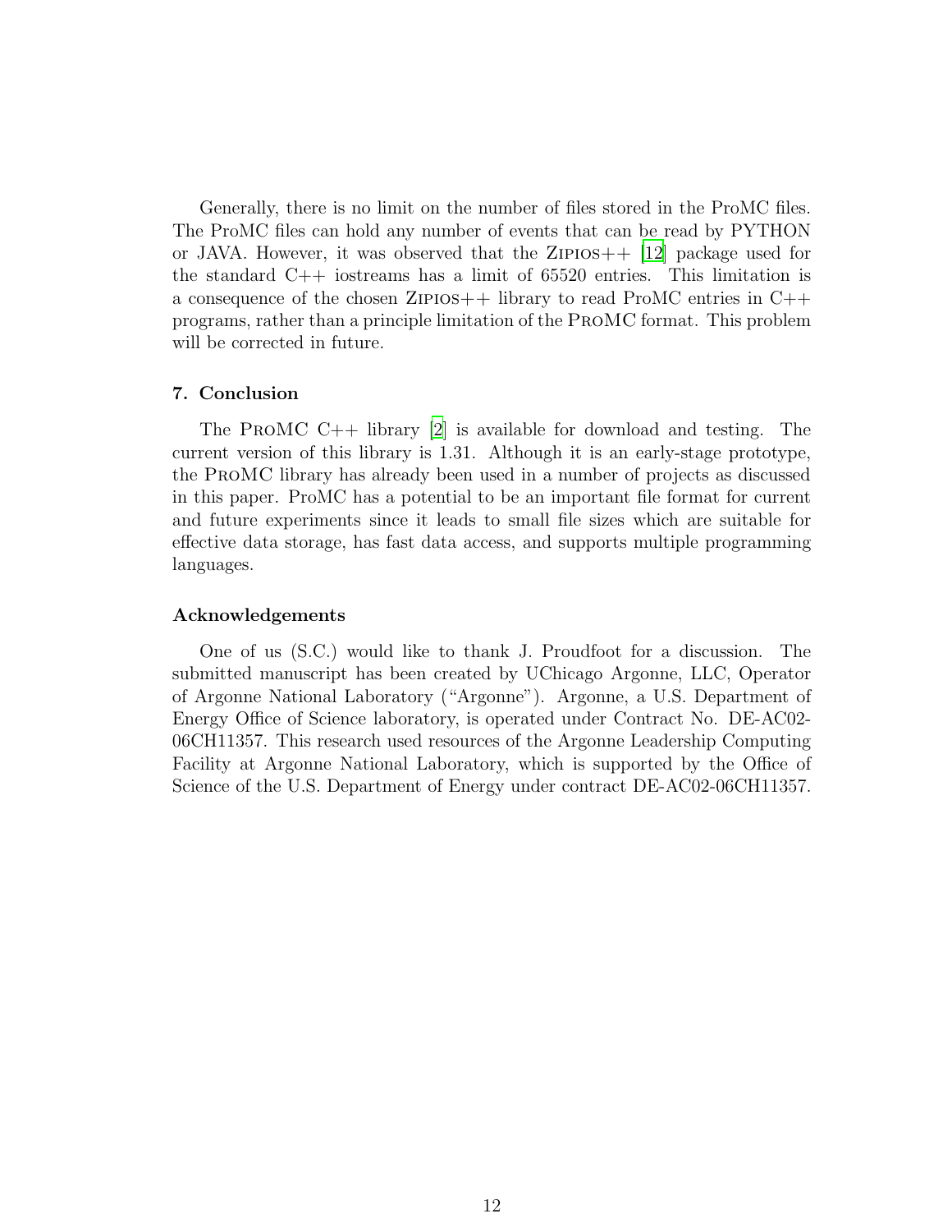Generally, there is no limit on the number of files stored in the ProMC files. The ProMC files can hold any number of events that can be read by PYTHON or JAVA. However, it was observed that the Zipios++ [12] package used for the standard C++ iostreams has a limit of 65520 entries. This limitation is a consequence of the chosen Zipios++ library to read ProMC entries in C++ programs, rather than a principle limitation of the ProMC format. This problem will be corrected in future.

## 7. Conclusion

The ProMC C++ library [2] is available for download and testing. The current version of this library is 1.31. Although it is an early-stage prototype, the ProMC library has already been used in a number of projects as discussed in this paper. ProMC has a potential to be an important file format for current and future experiments since it leads to small file sizes which are suitable for effective data storage, has fast data access, and supports multiple programming languages.

## Acknowledgements

One of us (S.C.) would like to thank J. Proudfoot for a discussion. The submitted manuscript has been created by UChicago Argonne, LLC, Operator of Argonne National Laboratory ("Argonne"). Argonne, a U.S. Department of Energy Office of Science laboratory, is operated under Contract No. DE-AC02-06CH11357. This research used resources of the Argonne Leadership Computing Facility at Argonne National Laboratory, which is supported by the Office of Science of the U.S. Department of Energy under contract DE-AC02-06CH11357.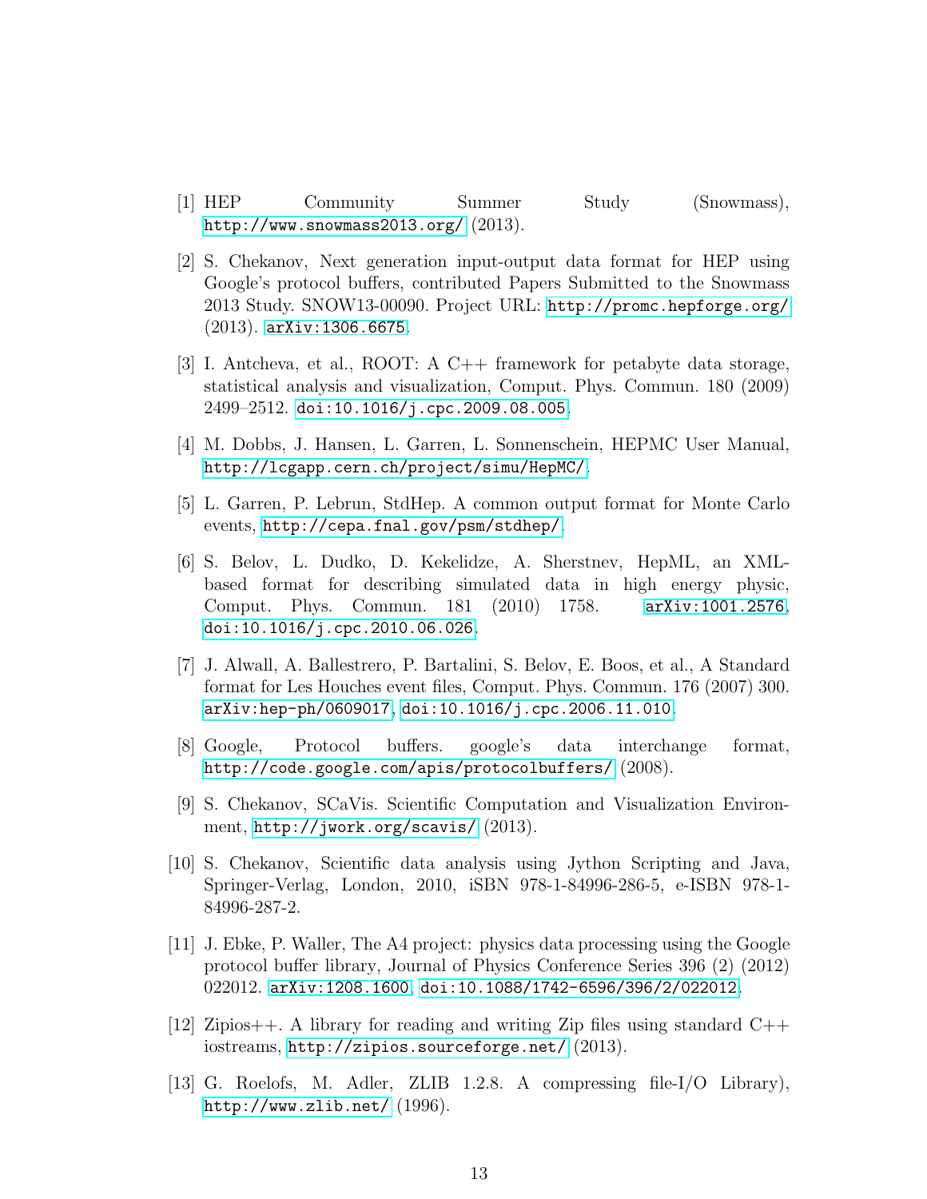[1] HEP Community Summer Study (Snowmass), http://www.snowmass2013.org/ (2013).

[2] S. Chekanov, Next generation input-output data format for HEP using Google's protocol buffers, contributed Papers Submitted to the Snowmass 2013 Study. SNOW13-00090. Project URL: http://promc.hepforge.org/ (2013). arXiv:1306.6675.

[3] I. Antcheva, et al., ROOT: A C++ framework for petabyte data storage, statistical analysis and visualization, Comput. Phys. Commun. 180 (2009) 2499–2512. doi:10.1016/j.cpc.2009.08.005.

[4] M. Dobbs, J. Hansen, L. Garren, L. Sonnenschein, HEPMC User Manual, http://lcgapp.cern.ch/project/simu/HepMC/.

[5] L. Garren, P. Lebrun, StdHep. A common output format for Monte Carlo events, http://cepa.fnal.gov/psm/stdhep/.

[6] S. Belov, L. Dudko, D. Kekelidze, A. Sherstnev, HepML, an XML-based format for describing simulated data in high energy physic, Comput. Phys. Commun. 181 (2010) 1758. arXiv:1001.2576, doi:10.1016/j.cpc.2010.06.026.

[7] J. Alwall, A. Ballestrero, P. Bartalini, S. Belov, E. Boos, et al., A Standard format for Les Houches event files, Comput. Phys. Commun. 176 (2007) 300. arXiv:hep-ph/0609017, doi:10.1016/j.cpc.2006.11.010.

[8] Google, Protocol buffers. google's data interchange format, http://code.google.com/apis/protocolbuffers/ (2008).

[9] S. Chekanov, SCaVis. Scientific Computation and Visualization Environment, http://jwork.org/scavis/ (2013).

[10] S. Chekanov, Scientific data analysis using Jython Scripting and Java, Springer-Verlag, London, 2010, iSBN 978-1-84996-286-5, e-ISBN 978-1-84996-287-2.

[11] J. Ebke, P. Waller, The A4 project: physics data processing using the Google protocol buffer library, Journal of Physics Conference Series 396 (2) (2012) 022012. arXiv:1208.1600, doi:10.1088/1742-6596/396/2/022012.

[12] Zipios++. A library for reading and writing Zip files using standard C++ iostreams, http://zipios.sourceforge.net/ (2013).

[13] G. Roelofs, M. Adler, ZLIB 1.2.8. A compressing file-I/O Library), http://www.zlib.net/ (1996).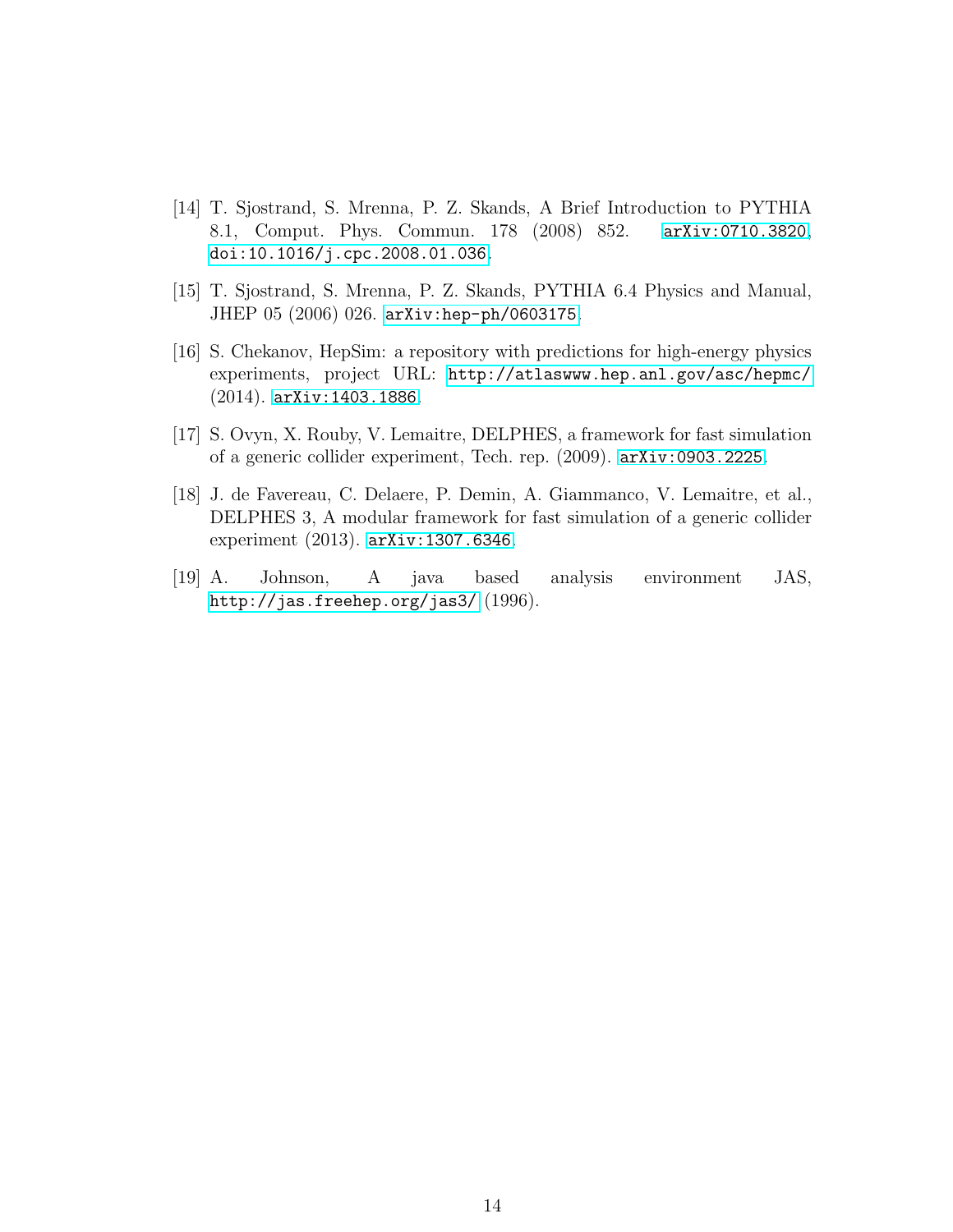[14] T. Sjostrand, S. Mrenna, P. Z. Skands, A Brief Introduction to PYTHIA 8.1, Comput. Phys. Commun. 178 (2008) 852. `arXiv:0710.3820`, `doi:10.1016/j.cpc.2008.01.036`.

[15] T. Sjostrand, S. Mrenna, P. Z. Skands, PYTHIA 6.4 Physics and Manual, JHEP 05 (2006) 026. `arXiv:hep-ph/0603175`.

[16] S. Chekanov, HepSim: a repository with predictions for high-energy physics experiments, project URL: `http://atlaswww.hep.anl.gov/asc/hepmc/` (2014). `arXiv:1403.1886`.

[17] S. Ovyn, X. Rouby, V. Lemaitre, DELPHES, a framework for fast simulation of a generic collider experiment, Tech. rep. (2009). `arXiv:0903.2225`.

[18] J. de Favereau, C. Delaere, P. Demin, A. Giammanco, V. Lemaitre, et al., DELPHES 3, A modular framework for fast simulation of a generic collider experiment (2013). `arXiv:1307.6346`.

[19] A. Johnson, A java based analysis environment JAS, `http://jas.freehep.org/jas3/` (1996).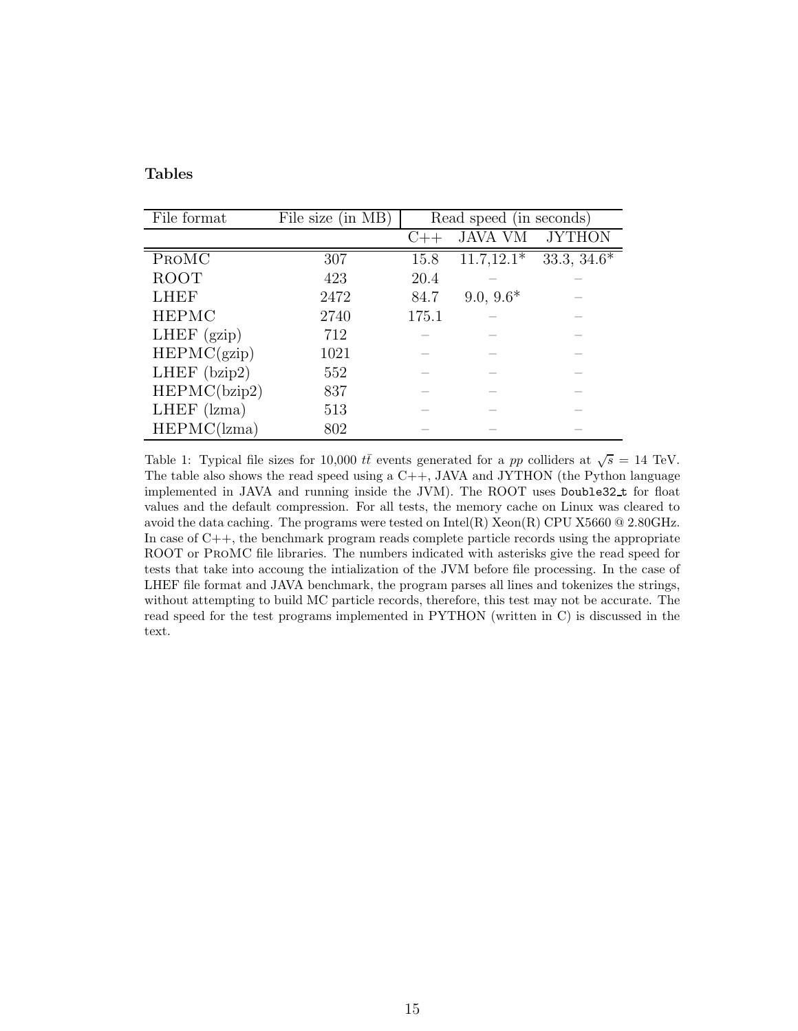**Tables**

| File format | File size (in MB) | Read speed (in seconds) | | |
|---|---|---|---|---|
| | | C++ | JAVA VM | JYTHON |
| ProMC | 307 | 15.8 | 11.7,12.1* | 33.3, 34.6* |
| ROOT | 423 | 20.4 | – | – |
| LHEF | 2472 | 84.7 | 9.0, 9.6* | – |
| HEPMC | 2740 | 175.1 | – | – |
| LHEF (gzip) | 712 | – | – | – |
| HEPMC(gzip) | 1021 | – | – | – |
| LHEF (bzip2) | 552 | – | – | – |
| HEPMC(bzip2) | 837 | – | – | – |
| LHEF (lzma) | 513 | – | – | – |
| HEPMC(lzma) | 802 | – | – | – |

Table 1: Typical file sizes for 10,000 $t\bar{t}$ events generated for a $pp$ colliders at $\sqrt{s} = 14$ TeV. The table also shows the read speed using a C++, JAVA and JYTHON (the Python language implemented in JAVA and running inside the JVM). The ROOT uses `Double32_t` for float values and the default compression. For all tests, the memory cache on Linux was cleared to avoid the data caching. The programs were tested on Intel(R) Xeon(R) CPU X5660 @ 2.80GHz. In case of C++, the benchmark program reads complete particle records using the appropriate ROOT or ProMC file libraries. The numbers indicated with asterisks give the read speed for tests that take into accoung the intialization of the JVM before file processing. In the case of LHEF file format and JAVA benchmark, the program parses all lines and tokenizes the strings, without attempting to build MC particle records, therefore, this test may not be accurate. The read speed for the test programs implemented in PYTHON (written in C) is discussed in the text.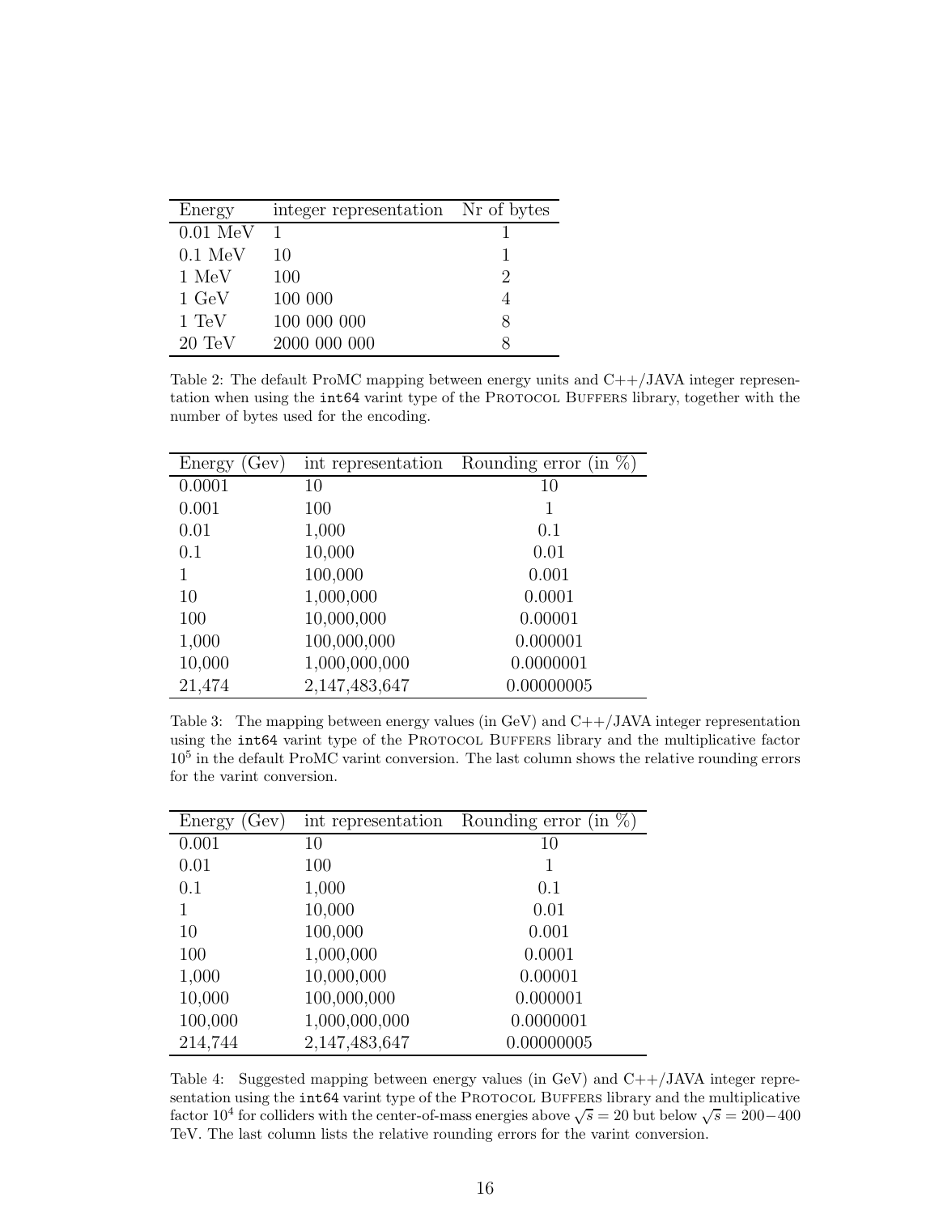| Energy | integer representation | Nr of bytes |
|---|---|---|
| 0.01 MeV | 1 | 1 |
| 0.1 MeV | 10 | 1 |
| 1 MeV | 100 | 2 |
| 1 GeV | 100 000 | 4 |
| 1 TeV | 100 000 000 | 8 |
| 20 TeV | 2000 000 000 | 8 |

Table 2: The default ProMC mapping between energy units and C++/JAVA integer representation when using the `int64` varint type of the Protocol Buffers library, together with the number of bytes used for the encoding.

| Energy (Gev) | int representation | Rounding error (in %) |
|---|---|---|
| 0.0001 | 10 | 10 |
| 0.001 | 100 | 1 |
| 0.01 | 1,000 | 0.1 |
| 0.1 | 10,000 | 0.01 |
| 1 | 100,000 | 0.001 |
| 10 | 1,000,000 | 0.0001 |
| 100 | 10,000,000 | 0.00001 |
| 1,000 | 100,000,000 | 0.000001 |
| 10,000 | 1,000,000,000 | 0.0000001 |
| 21,474 | 2,147,483,647 | 0.00000005 |

Table 3: The mapping between energy values (in GeV) and C++/JAVA integer representation using the `int64` varint type of the Protocol Buffers library and the multiplicative factor $10^5$ in the default ProMC varint conversion. The last column shows the relative rounding errors for the varint conversion.

| Energy (Gev) | int representation | Rounding error (in %) |
|---|---|---|
| 0.001 | 10 | 10 |
| 0.01 | 100 | 1 |
| 0.1 | 1,000 | 0.1 |
| 1 | 10,000 | 0.01 |
| 10 | 100,000 | 0.001 |
| 100 | 1,000,000 | 0.0001 |
| 1,000 | 10,000,000 | 0.00001 |
| 10,000 | 100,000,000 | 0.000001 |
| 100,000 | 1,000,000,000 | 0.0000001 |
| 214,744 | 2,147,483,647 | 0.00000005 |

Table 4: Suggested mapping between energy values (in GeV) and C++/JAVA integer representation using the `int64` varint type of the Protocol Buffers library and the multiplicative factor $10^4$ for colliders with the center-of-mass energies above $\sqrt{s} = 20$ but below $\sqrt{s} = 200-400$ TeV. The last column lists the relative rounding errors for the varint conversion.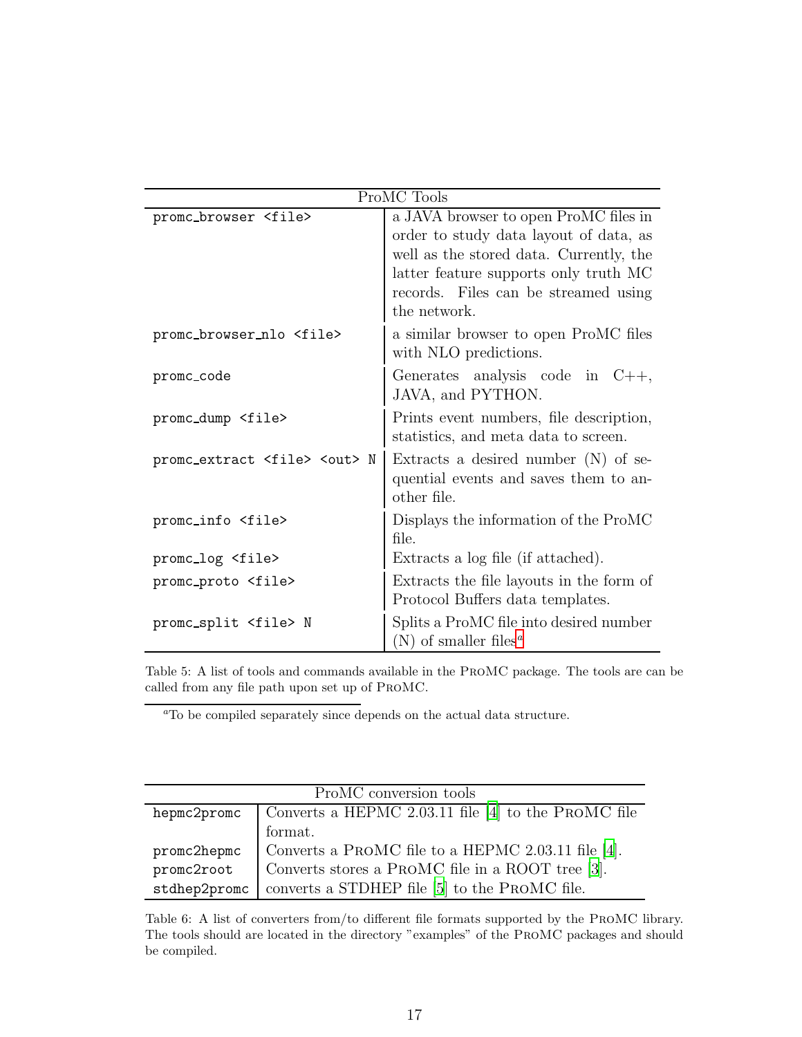| ProMC Tools | |
|---|---|
| `promc_browser <file>` | a JAVA browser to open ProMC files in order to study data layout of data, as well as the stored data. Currently, the latter feature supports only truth MC records. Files can be streamed using the network. |
| `promc_browser_nlo <file>` | a similar browser to open ProMC files with NLO predictions. |
| `promc_code` | Generates analysis code in C++, JAVA, and PYTHON. |
| `promc_dump <file>` | Prints event numbers, file description, statistics, and meta data to screen. |
| `promc_extract <file> <out> N` | Extracts a desired number (N) of sequential events and saves them to another file. |
| `promc_info <file>` | Displays the information of the ProMC file. |
| `promc_log <file>` | Extracts a log file (if attached). |
| `promc_proto <file>` | Extracts the file layouts in the form of Protocol Buffers data templates. |
| `promc_split <file> N` | Splits a ProMC file into desired number (N) of smaller files[a] |

Table 5: A list of tools and commands available in the ProMC package. The tools are can be called from any file path upon set up of ProMC.

[a]To be compiled separately since depends on the actual data structure.

| ProMC conversion tools | |
|---|---|
| `hepmc2promc` | Converts a HEPMC 2.03.11 file [4] to the ProMC file format. |
| `promc2hepmc` | Converts a ProMC file to a HEPMC 2.03.11 file [4]. |
| `promc2root` | Converts stores a ProMC file in a ROOT tree [3]. |
| `stdhep2promc` | converts a STDHEP file [5] to the ProMC file. |

Table 6: A list of converters from/to different file formats supported by the ProMC library. The tools should are located in the directory "examples" of the ProMC packages and should be compiled.